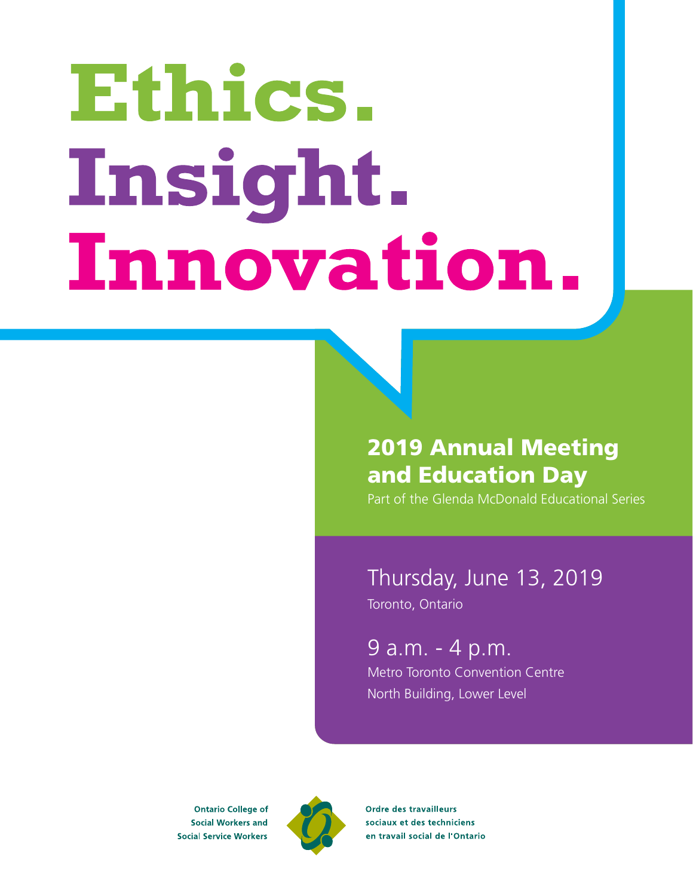# Ethics. Insight. Innovation.

## 2019 Annual Meeting and Education Day

Part of the Glenda McDonald Educational Series

Thursday, June 13, 2019

Toronto, Ontario

9 a.m. - 4 p.m.

Metro Toronto Convention Centre

North Building, Lower Level

Ontario College of Social Workers and Social Service Workers

Ordre des travailleurs sociaux et des techniciens en travail social de l'Ontario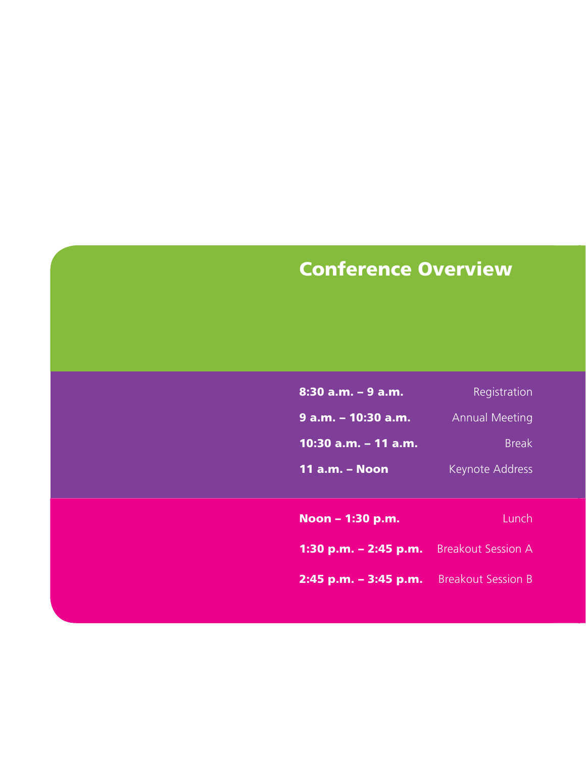# Conference Overview

| Time | Event |
| --- | --- |
| **8:30 a.m. – 9 a.m.** | Registration |
| **9 a.m. – 10:30 a.m.** | Annual Meeting |
| **10:30 a.m. – 11 a.m.** | Break |
| **11 a.m. – Noon** | Keynote Address |
| **Noon – 1:30 p.m.** | Lunch |
| **1:30 p.m. – 2:45 p.m.** | Breakout Session A |
| **2:45 p.m. – 3:45 p.m.** | Breakout Session B |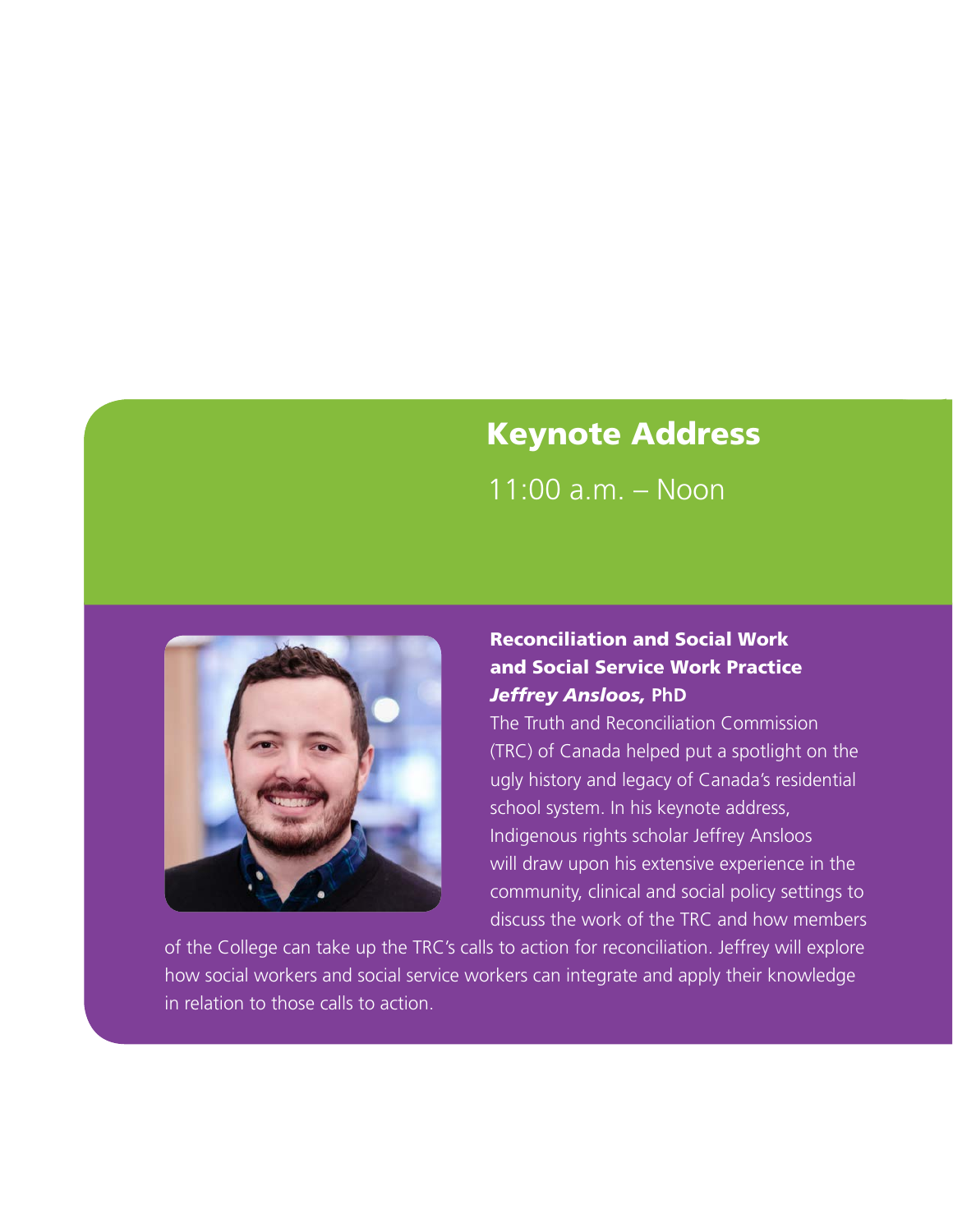## Keynote Address

11:00 a.m. – Noon

**Reconciliation and Social Work and Social Service Work Practice**
***Jeffrey Ansloos,*** **PhD**

The Truth and Reconciliation Commission (TRC) of Canada helped put a spotlight on the ugly history and legacy of Canada's residential school system. In his keynote address, Indigenous rights scholar Jeffrey Ansloos will draw upon his extensive experience in the community, clinical and social policy settings to discuss the work of the TRC and how members of the College can take up the TRC's calls to action for reconciliation. Jeffrey will explore how social workers and social service workers can integrate and apply their knowledge in relation to those calls to action.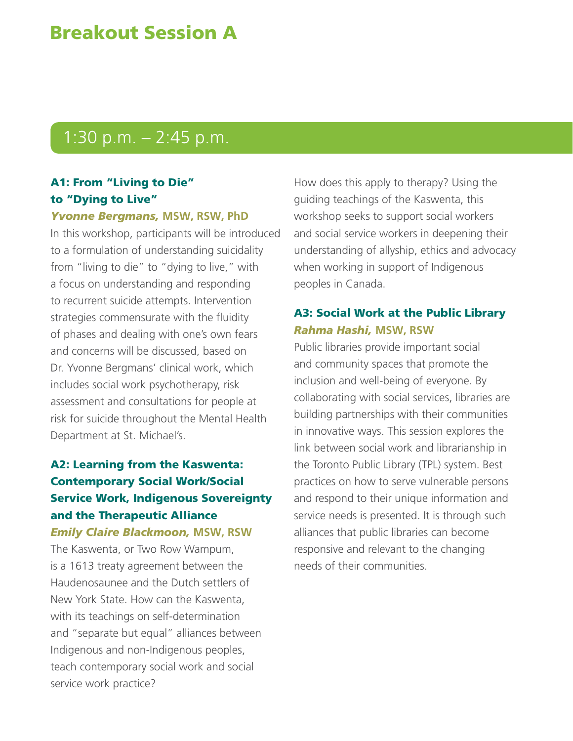# Breakout Session A

## 1:30 p.m. – 2:45 p.m.

### A1: From "Living to Die" to "Dying to Live"

***Yvonne Bergmans,* MSW, RSW, PhD**

In this workshop, participants will be introduced to a formulation of understanding suicidality from "living to die" to "dying to live," with a focus on understanding and responding to recurrent suicide attempts. Intervention strategies commensurate with the fluidity of phases and dealing with one's own fears and concerns will be discussed, based on Dr. Yvonne Bergmans' clinical work, which includes social work psychotherapy, risk assessment and consultations for people at risk for suicide throughout the Mental Health Department at St. Michael's.

### A2: Learning from the Kaswenta: Contemporary Social Work/Social Service Work, Indigenous Sovereignty and the Therapeutic Alliance

***Emily Claire Blackmoon,* MSW, RSW**

The Kaswenta, or Two Row Wampum, is a 1613 treaty agreement between the Haudenosaunee and the Dutch settlers of New York State. How can the Kaswenta, with its teachings on self-determination and "separate but equal" alliances between Indigenous and non-Indigenous peoples, teach contemporary social work and social service work practice? How does this apply to therapy? Using the guiding teachings of the Kaswenta, this workshop seeks to support social workers and social service workers in deepening their understanding of allyship, ethics and advocacy when working in support of Indigenous peoples in Canada.

### A3: Social Work at the Public Library

***Rahma Hashi,* MSW, RSW**

Public libraries provide important social and community spaces that promote the inclusion and well-being of everyone. By collaborating with social services, libraries are building partnerships with their communities in innovative ways. This session explores the link between social work and librarianship in the Toronto Public Library (TPL) system. Best practices on how to serve vulnerable persons and respond to their unique information and service needs is presented. It is through such alliances that public libraries can become responsive and relevant to the changing needs of their communities.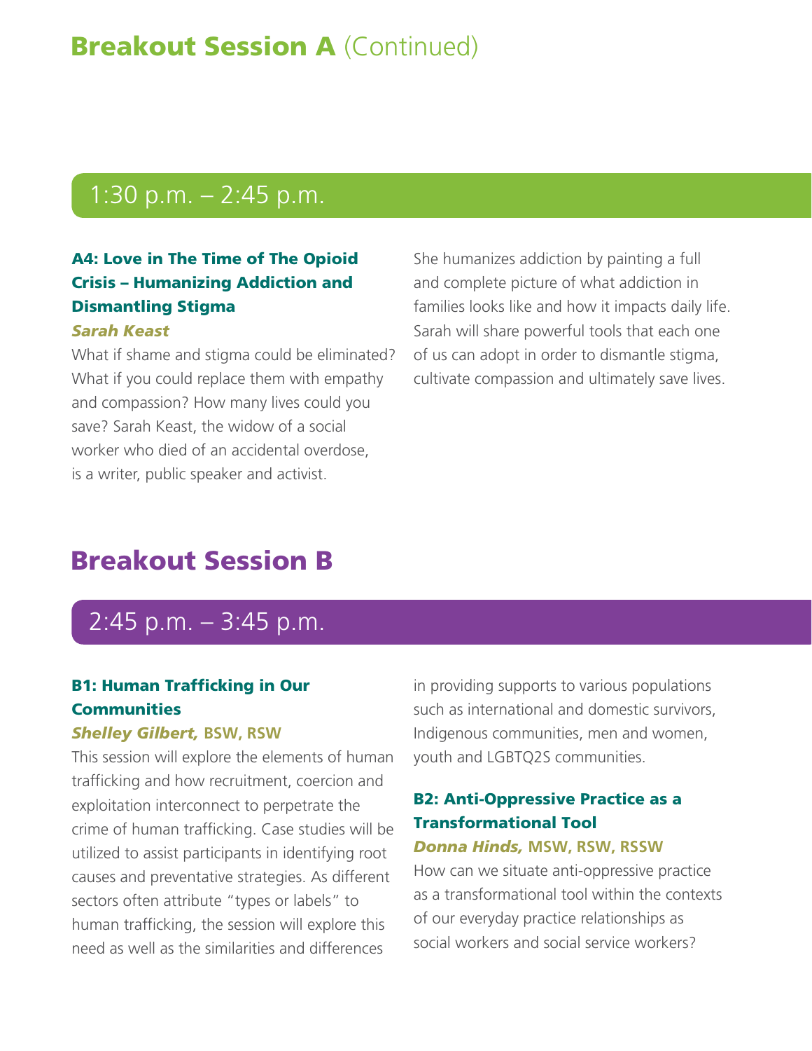# Breakout Session A (Continued)

## 1:30 p.m. – 2:45 p.m.

### A4: Love in The Time of The Opioid Crisis – Humanizing Addiction and Dismantling Stigma

***Sarah Keast***

What if shame and stigma could be eliminated? What if you could replace them with empathy and compassion? How many lives could you save? Sarah Keast, the widow of a social worker who died of an accidental overdose, is a writer, public speaker and activist. She humanizes addiction by painting a full and complete picture of what addiction in families looks like and how it impacts daily life. Sarah will share powerful tools that each one of us can adopt in order to dismantle stigma, cultivate compassion and ultimately save lives.

# Breakout Session B

## 2:45 p.m. – 3:45 p.m.

### B1: Human Trafficking in Our Communities

***Shelley Gilbert,*** **BSW, RSW**

This session will explore the elements of human trafficking and how recruitment, coercion and exploitation interconnect to perpetrate the crime of human trafficking. Case studies will be utilized to assist participants in identifying root causes and preventative strategies. As different sectors often attribute "types or labels" to human trafficking, the session will explore this need as well as the similarities and differences in providing supports to various populations such as international and domestic survivors, Indigenous communities, men and women, youth and LGBTQ2S communities.

### B2: Anti-Oppressive Practice as a Transformational Tool

***Donna Hinds,*** **MSW, RSW, RSSW**

How can we situate anti-oppressive practice as a transformational tool within the contexts of our everyday practice relationships as social workers and social service workers?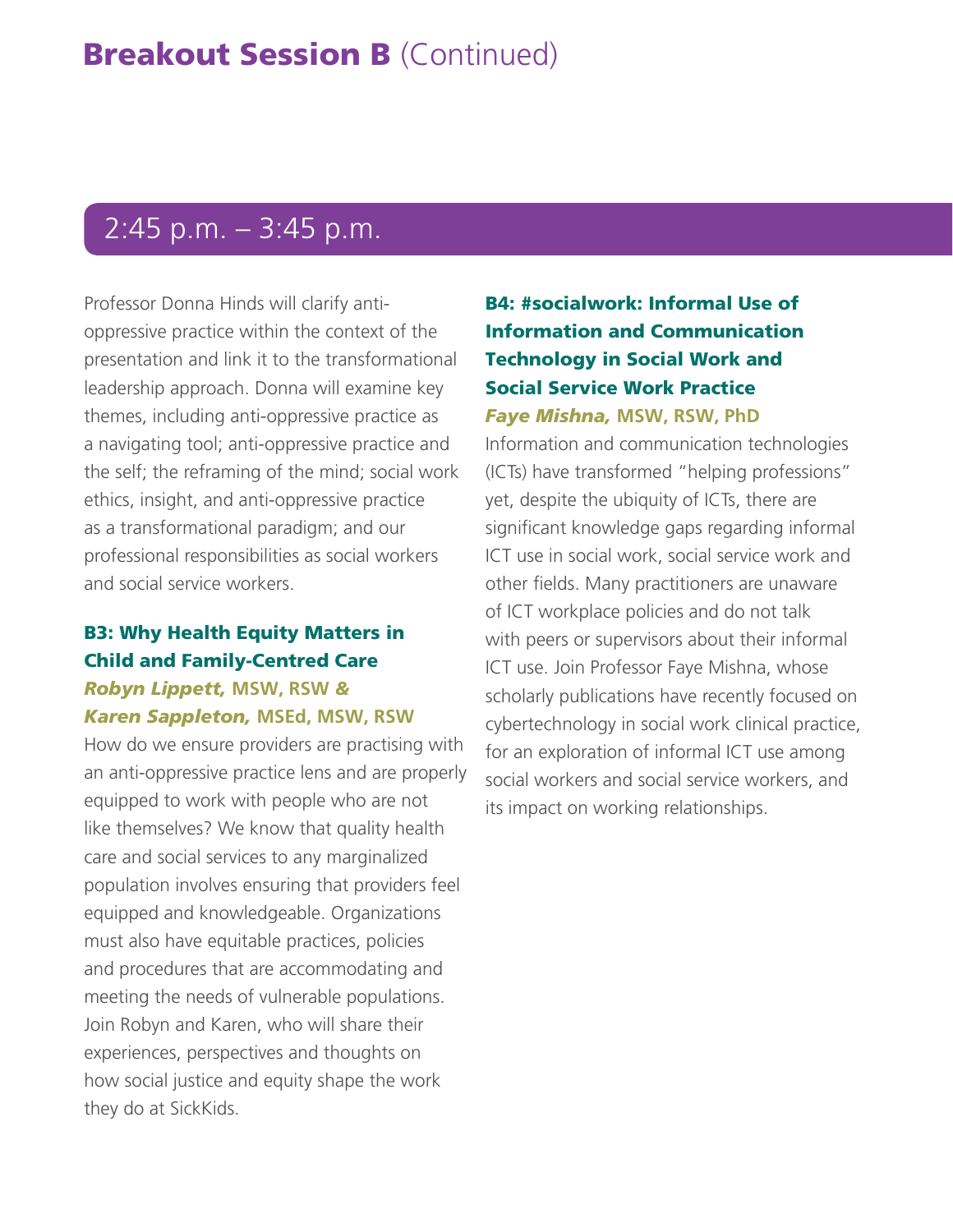# Breakout Session B (Continued)

## 2:45 p.m. – 3:45 p.m.

Professor Donna Hinds will clarify anti-oppressive practice within the context of the presentation and link it to the transformational leadership approach. Donna will examine key themes, including anti-oppressive practice as a navigating tool; anti-oppressive practice and the self; the reframing of the mind; social work ethics, insight, and anti-oppressive practice as a transformational paradigm; and our professional responsibilities as social workers and social service workers.

### B3: Why Health Equity Matters in Child and Family-Centred Care

***Robyn Lippett,*** **MSW, RSW** ***&*** ***Karen Sappleton,*** **MSEd, MSW, RSW**

How do we ensure providers are practising with an anti-oppressive practice lens and are properly equipped to work with people who are not like themselves? We know that quality health care and social services to any marginalized population involves ensuring that providers feel equipped and knowledgeable. Organizations must also have equitable practices, policies and procedures that are accommodating and meeting the needs of vulnerable populations. Join Robyn and Karen, who will share their experiences, perspectives and thoughts on how social justice and equity shape the work they do at SickKids.

### B4: #socialwork: Informal Use of Information and Communication Technology in Social Work and Social Service Work Practice

***Faye Mishna,*** **MSW, RSW, PhD**

Information and communication technologies (ICTs) have transformed "helping professions" yet, despite the ubiquity of ICTs, there are significant knowledge gaps regarding informal ICT use in social work, social service work and other fields. Many practitioners are unaware of ICT workplace policies and do not talk with peers or supervisors about their informal ICT use. Join Professor Faye Mishna, whose scholarly publications have recently focused on cybertechnology in social work clinical practice, for an exploration of informal ICT use among social workers and social service workers, and its impact on working relationships.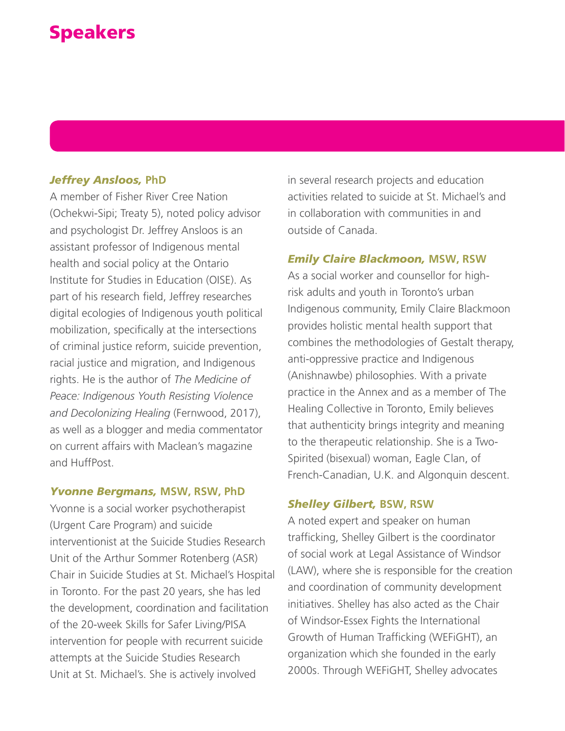# Speakers

***Jeffrey Ansloos,* PhD**

A member of Fisher River Cree Nation (Ochekwi-Sipi; Treaty 5), noted policy advisor and psychologist Dr. Jeffrey Ansloos is an assistant professor of Indigenous mental health and social policy at the Ontario Institute for Studies in Education (OISE). As part of his research field, Jeffrey researches digital ecologies of Indigenous youth political mobilization, specifically at the intersections of criminal justice reform, suicide prevention, racial justice and migration, and Indigenous rights. He is the author of *The Medicine of Peace: Indigenous Youth Resisting Violence and Decolonizing Healing* (Fernwood, 2017), as well as a blogger and media commentator on current affairs with Maclean's magazine and HuffPost.

***Yvonne Bergmans,* MSW, RSW, PhD**

Yvonne is a social worker psychotherapist (Urgent Care Program) and suicide interventionist at the Suicide Studies Research Unit of the Arthur Sommer Rotenberg (ASR) Chair in Suicide Studies at St. Michael's Hospital in Toronto. For the past 20 years, she has led the development, coordination and facilitation of the 20-week Skills for Safer Living/PISA intervention for people with recurrent suicide attempts at the Suicide Studies Research Unit at St. Michael's. She is actively involved in several research projects and education activities related to suicide at St. Michael's and in collaboration with communities in and outside of Canada.

***Emily Claire Blackmoon,* MSW, RSW**

As a social worker and counsellor for high-risk adults and youth in Toronto's urban Indigenous community, Emily Claire Blackmoon provides holistic mental health support that combines the methodologies of Gestalt therapy, anti-oppressive practice and Indigenous (Anishnawbe) philosophies. With a private practice in the Annex and as a member of The Healing Collective in Toronto, Emily believes that authenticity brings integrity and meaning to the therapeutic relationship. She is a Two-Spirited (bisexual) woman, Eagle Clan, of French-Canadian, U.K. and Algonquin descent.

***Shelley Gilbert,* BSW, RSW**

A noted expert and speaker on human trafficking, Shelley Gilbert is the coordinator of social work at Legal Assistance of Windsor (LAW), where she is responsible for the creation and coordination of community development initiatives. Shelley has also acted as the Chair of Windsor-Essex Fights the International Growth of Human Trafficking (WEFiGHT), an organization which she founded in the early 2000s. Through WEFiGHT, Shelley advocates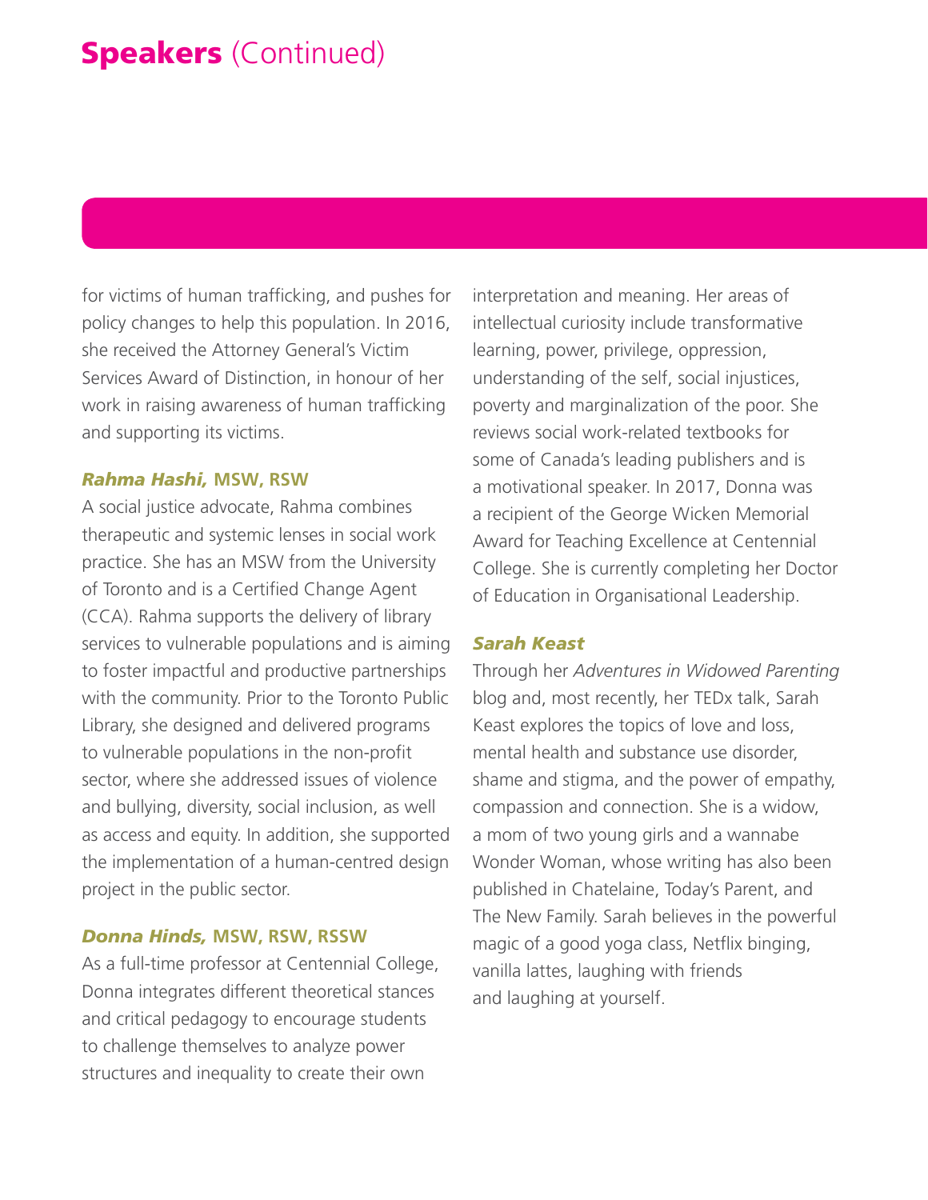# **Speakers** (Continued)

for victims of human trafficking, and pushes for policy changes to help this population. In 2016, she received the Attorney General's Victim Services Award of Distinction, in honour of her work in raising awareness of human trafficking and supporting its victims.

### ***Rahma Hashi,*** **MSW, RSW**

A social justice advocate, Rahma combines therapeutic and systemic lenses in social work practice. She has an MSW from the University of Toronto and is a Certified Change Agent (CCA). Rahma supports the delivery of library services to vulnerable populations and is aiming to foster impactful and productive partnerships with the community. Prior to the Toronto Public Library, she designed and delivered programs to vulnerable populations in the non-profit sector, where she addressed issues of violence and bullying, diversity, social inclusion, as well as access and equity. In addition, she supported the implementation of a human-centred design project in the public sector.

### ***Donna Hinds,*** **MSW, RSW, RSSW**

As a full-time professor at Centennial College, Donna integrates different theoretical stances and critical pedagogy to encourage students to challenge themselves to analyze power structures and inequality to create their own interpretation and meaning. Her areas of intellectual curiosity include transformative learning, power, privilege, oppression, understanding of the self, social injustices, poverty and marginalization of the poor. She reviews social work-related textbooks for some of Canada's leading publishers and is a motivational speaker. In 2017, Donna was a recipient of the George Wicken Memorial Award for Teaching Excellence at Centennial College. She is currently completing her Doctor of Education in Organisational Leadership.

### ***Sarah Keast***

Through her *Adventures in Widowed Parenting* blog and, most recently, her TEDx talk, Sarah Keast explores the topics of love and loss, mental health and substance use disorder, shame and stigma, and the power of empathy, compassion and connection. She is a widow, a mom of two young girls and a wannabe Wonder Woman, whose writing has also been published in Chatelaine, Today's Parent, and The New Family. Sarah believes in the powerful magic of a good yoga class, Netflix binging, vanilla lattes, laughing with friends and laughing at yourself.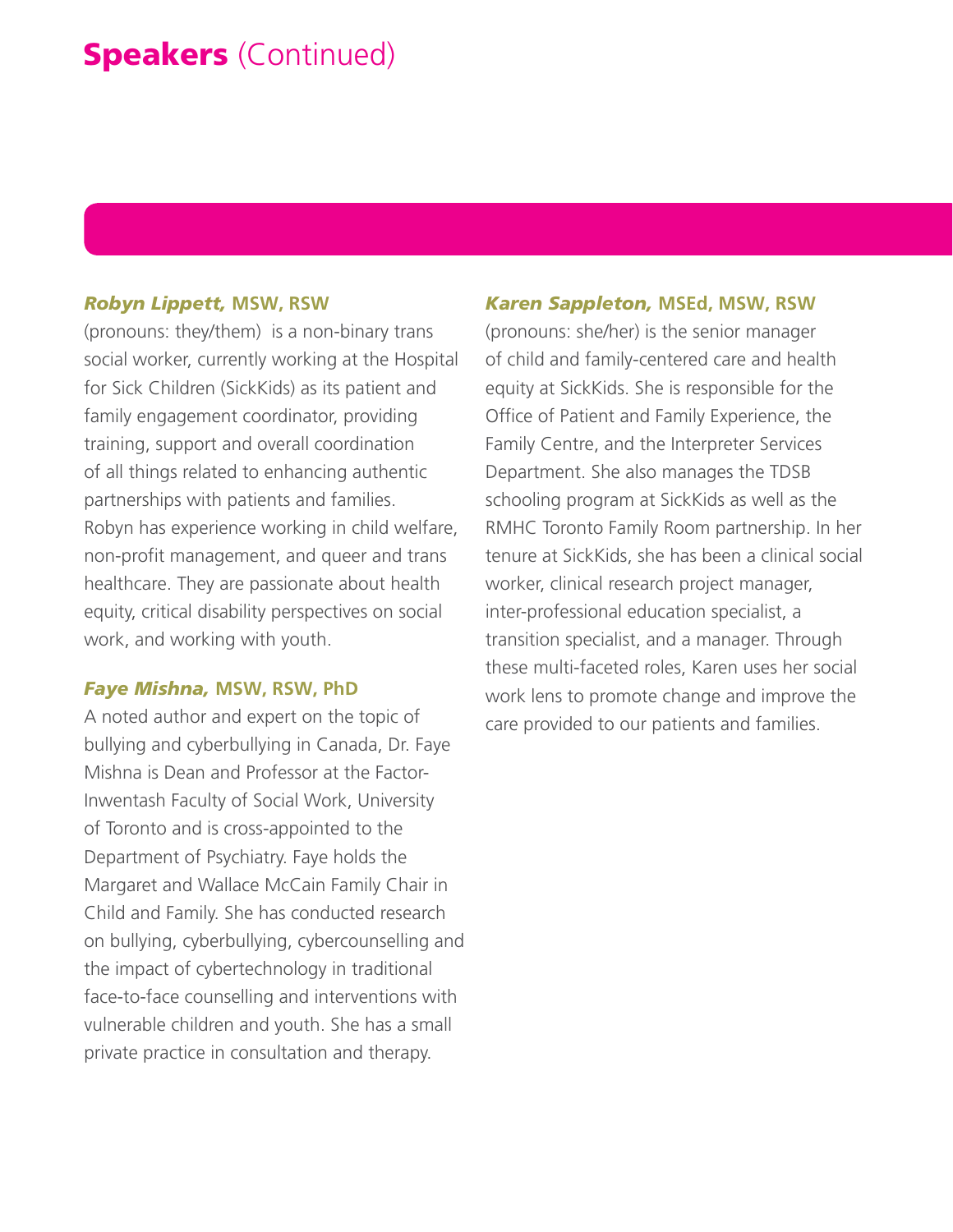# **Speakers** (Continued)

***Robyn Lippett,*** **MSW, RSW**
(pronouns: they/them) is a non-binary trans social worker, currently working at the Hospital for Sick Children (SickKids) as its patient and family engagement coordinator, providing training, support and overall coordination of all things related to enhancing authentic partnerships with patients and families. Robyn has experience working in child welfare, non-profit management, and queer and trans healthcare. They are passionate about health equity, critical disability perspectives on social work, and working with youth.

***Faye Mishna,*** **MSW, RSW, PhD**
A noted author and expert on the topic of bullying and cyberbullying in Canada, Dr. Faye Mishna is Dean and Professor at the Factor-Inwentash Faculty of Social Work, University of Toronto and is cross-appointed to the Department of Psychiatry. Faye holds the Margaret and Wallace McCain Family Chair in Child and Family. She has conducted research on bullying, cyberbullying, cybercounselling and the impact of cybertechnology in traditional face-to-face counselling and interventions with vulnerable children and youth. She has a small private practice in consultation and therapy.

***Karen Sappleton,*** **MSEd, MSW, RSW**
(pronouns: she/her) is the senior manager of child and family-centered care and health equity at SickKids. She is responsible for the Office of Patient and Family Experience, the Family Centre, and the Interpreter Services Department. She also manages the TDSB schooling program at SickKids as well as the RMHC Toronto Family Room partnership. In her tenure at SickKids, she has been a clinical social worker, clinical research project manager, inter-professional education specialist, a transition specialist, and a manager. Through these multi-faceted roles, Karen uses her social work lens to promote change and improve the care provided to our patients and families.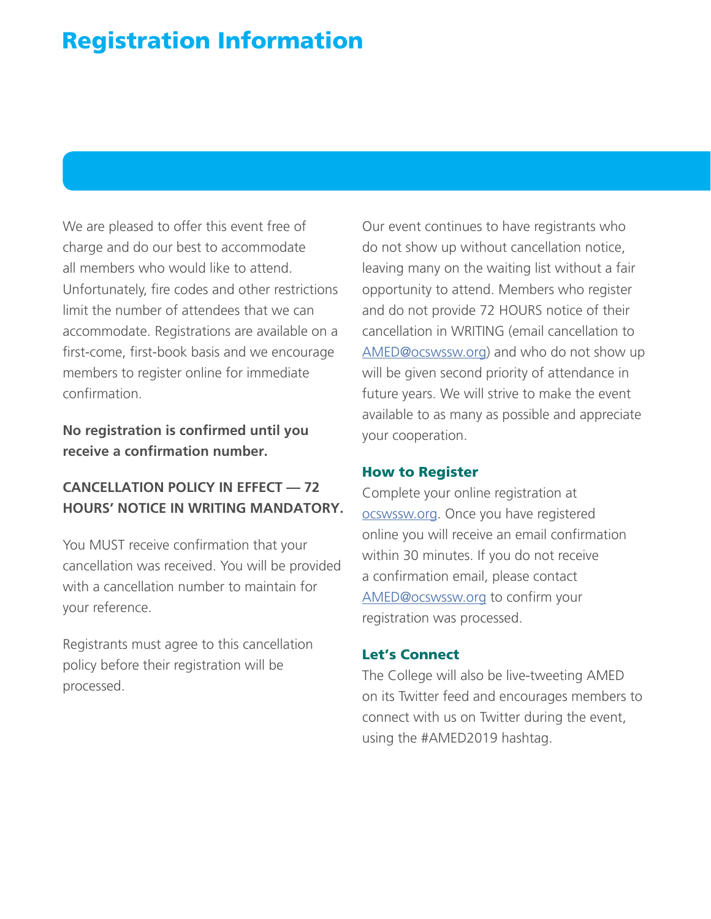# Registration Information

We are pleased to offer this event free of charge and do our best to accommodate all members who would like to attend. Unfortunately, fire codes and other restrictions limit the number of attendees that we can accommodate. Registrations are available on a first-come, first-book basis and we encourage members to register online for immediate confirmation.

**No registration is confirmed until you receive a confirmation number.**

**CANCELLATION POLICY IN EFFECT — 72 HOURS' NOTICE IN WRITING MANDATORY.**

You MUST receive confirmation that your cancellation was received. You will be provided with a cancellation number to maintain for your reference.

Registrants must agree to this cancellation policy before their registration will be processed.

Our event continues to have registrants who do not show up without cancellation notice, leaving many on the waiting list without a fair opportunity to attend. Members who register and do not provide 72 HOURS notice of their cancellation in WRITING (email cancellation to AMED@ocswssw.org) and who do not show up will be given second priority of attendance in future years. We will strive to make the event available to as many as possible and appreciate your cooperation.

### How to Register

Complete your online registration at ocswssw.org. Once you have registered online you will receive an email confirmation within 30 minutes. If you do not receive a confirmation email, please contact AMED@ocswssw.org to confirm your registration was processed.

### Let's Connect

The College will also be live-tweeting AMED on its Twitter feed and encourages members to connect with us on Twitter during the event, using the #AMED2019 hashtag.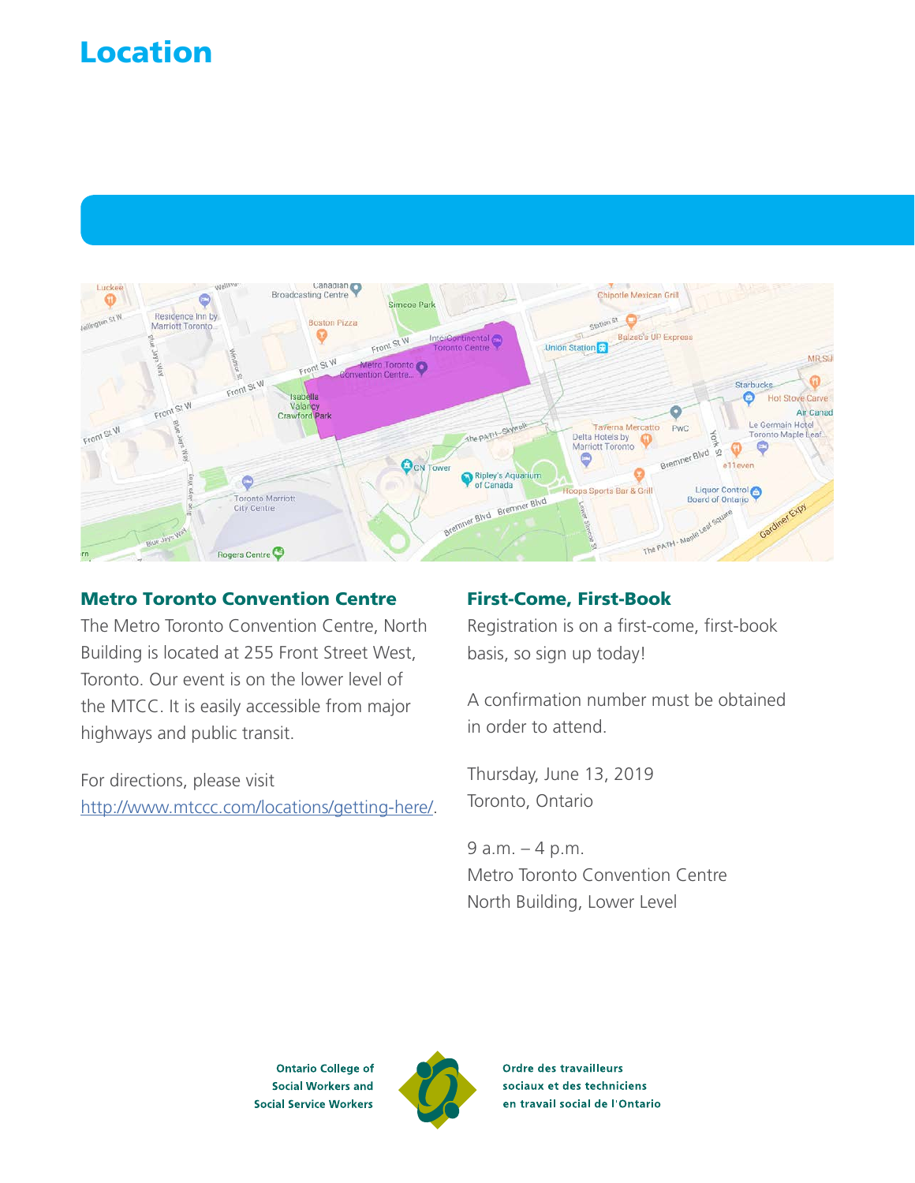# Location

## Metro Toronto Convention Centre

The Metro Toronto Convention Centre, North Building is located at 255 Front Street West, Toronto. Our event is on the lower level of the MTCC. It is easily accessible from major highways and public transit.

For directions, please visit http://www.mtccc.com/locations/getting-here/.

## First-Come, First-Book

Registration is on a first-come, first-book basis, so sign up today!

A confirmation number must be obtained in order to attend.

Thursday, June 13, 2019
Toronto, Ontario

9 a.m. – 4 p.m.
Metro Toronto Convention Centre
North Building, Lower Level

Ontario College of Social Workers and Social Service Workers

Ordre des travailleurs sociaux et des techniciens en travail social de l'Ontario